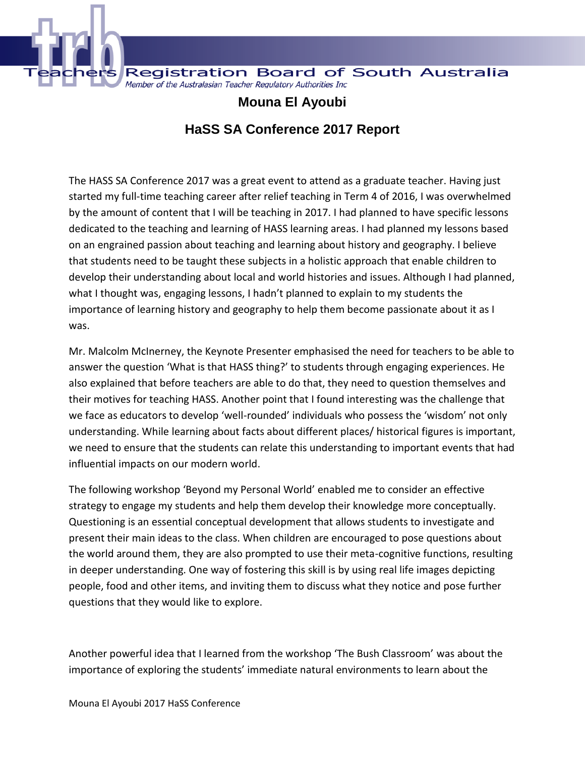# Mouna El Ayoubi

## HaSS SA Conference 2017 Report

The HASS SA Conference 2017 was a great event to attend as a graduate teacher. Having just started my full-time teaching career after relief teaching in Term 4 of 2016, I was overwhelmed by the amount of content that I will be teaching in 2017. I had planned to have specific lessons dedicated to the teaching and learning of HASS learning areas. I had planned my lessons based on an engrained passion about teaching and learning about history and geography. I believe that students need to be taught these subjects in a holistic approach that enable children to develop their understanding about local and world histories and issues. Although I had planned, what I thought was, engaging lessons, I hadn't planned to explain to my students the importance of learning history and geography to help them become passionate about it as I was.

Mr. Malcolm McInerney, the Keynote Presenter emphasised the need for teachers to be able to answer the question 'What is that HASS thing?' to students through engaging experiences. He also explained that before teachers are able to do that, they need to question themselves and their motives for teaching HASS. Another point that I found interesting was the challenge that we face as educators to develop 'well-rounded' individuals who possess the 'wisdom' not only understanding. While learning about facts about different places/ historical figures is important, we need to ensure that the students can relate this understanding to important events that had influential impacts on our modern world.

The following workshop 'Beyond my Personal World' enabled me to consider an effective strategy to engage my students and help them develop their knowledge more conceptually. Questioning is an essential conceptual development that allows students to investigate and present their main ideas to the class. When children are encouraged to pose questions about the world around them, they are also prompted to use their meta-cognitive functions, resulting in deeper understanding. One way of fostering this skill is by using real life images depicting people, food and other items, and inviting them to discuss what they notice and pose further questions that they would like to explore.

Another powerful idea that I learned from the workshop 'The Bush Classroom' was about the importance of exploring the students' immediate natural environments to learn about the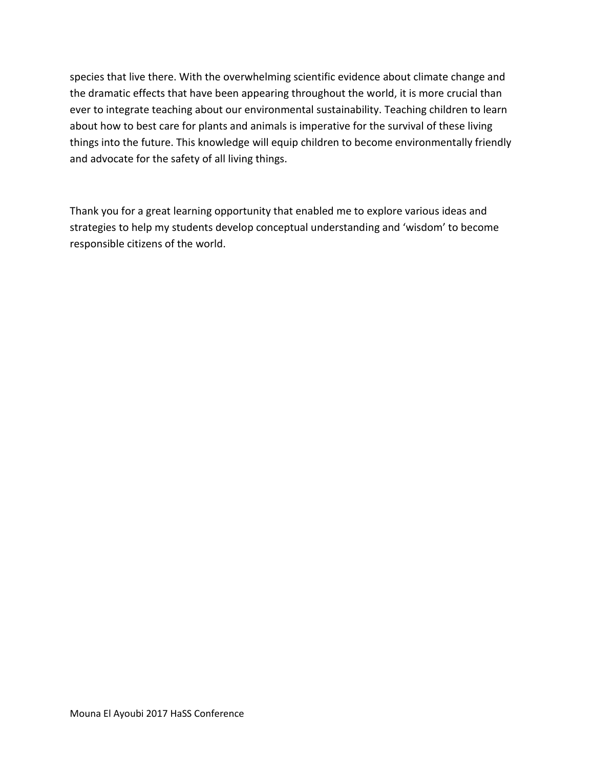species that live there. With the overwhelming scientific evidence about climate change and the dramatic effects that have been appearing throughout the world, it is more crucial than ever to integrate teaching about our environmental sustainability. Teaching children to learn about how to best care for plants and animals is imperative for the survival of these living things into the future. This knowledge will equip children to become environmentally friendly and advocate for the safety of all living things.

Thank you for a great learning opportunity that enabled me to explore various ideas and strategies to help my students develop conceptual understanding and 'wisdom' to become responsible citizens of the world.